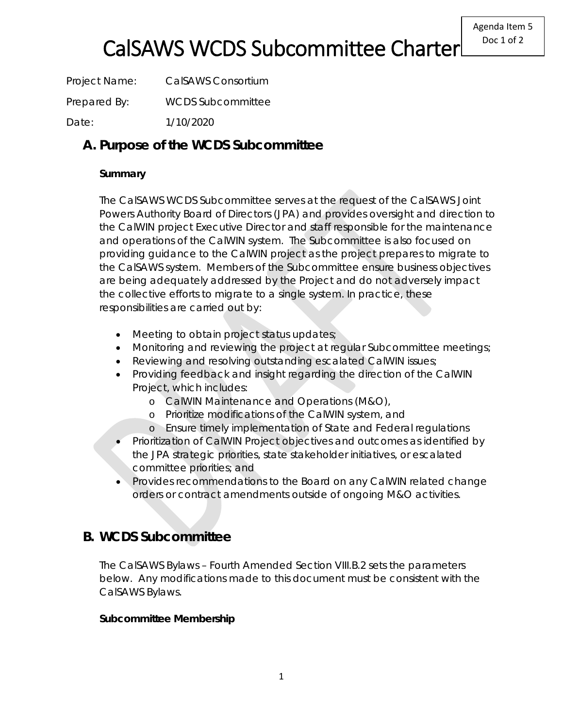# CalSAWS WCDS Subcommittee Charter

Agenda Item 5
Doc 1 of 2

Project Name: CalSAWS Consortium

Prepared By: WCDS Subcommittee

Date: 1/10/2020

## A. Purpose of the WCDS Subcommittee

### Summary

The CalSAWS WCDS Subcommittee serves at the request of the CalSAWS Joint Powers Authority Board of Directors (JPA) and provides oversight and direction to the CalWIN project Executive Director and staff responsible for the maintenance and operations of the CalWIN system. The Subcommittee is also focused on providing guidance to the CalWIN project as the project prepares to migrate to the CalSAWS system. Members of the Subcommittee ensure business objectives are being adequately addressed by the Project and do not adversely impact the collective efforts to migrate to a single system. In practice, these responsibilities are carried out by:

- Meeting to obtain project status updates;
- Monitoring and reviewing the project at regular Subcommittee meetings;
- Reviewing and resolving outstanding escalated CalWIN issues;
- Providing feedback and insight regarding the direction of the CalWIN Project, which includes:
    - CalWIN Maintenance and Operations (M&O),
    - Prioritize modifications of the CalWIN system, and
    - Ensure timely implementation of State and Federal regulations
- Prioritization of CalWIN Project objectives and outcomes as identified by the JPA strategic priorities, state stakeholder initiatives, or escalated committee priorities; and
- Provides recommendations to the Board on any CalWIN related change orders or contract amendments outside of ongoing M&O activities.

## B. WCDS Subcommittee

The CalSAWS Bylaws – Fourth Amended Section VIII.B.2 sets the parameters below. Any modifications made to this document must be consistent with the CalSAWS Bylaws.

### Subcommittee Membership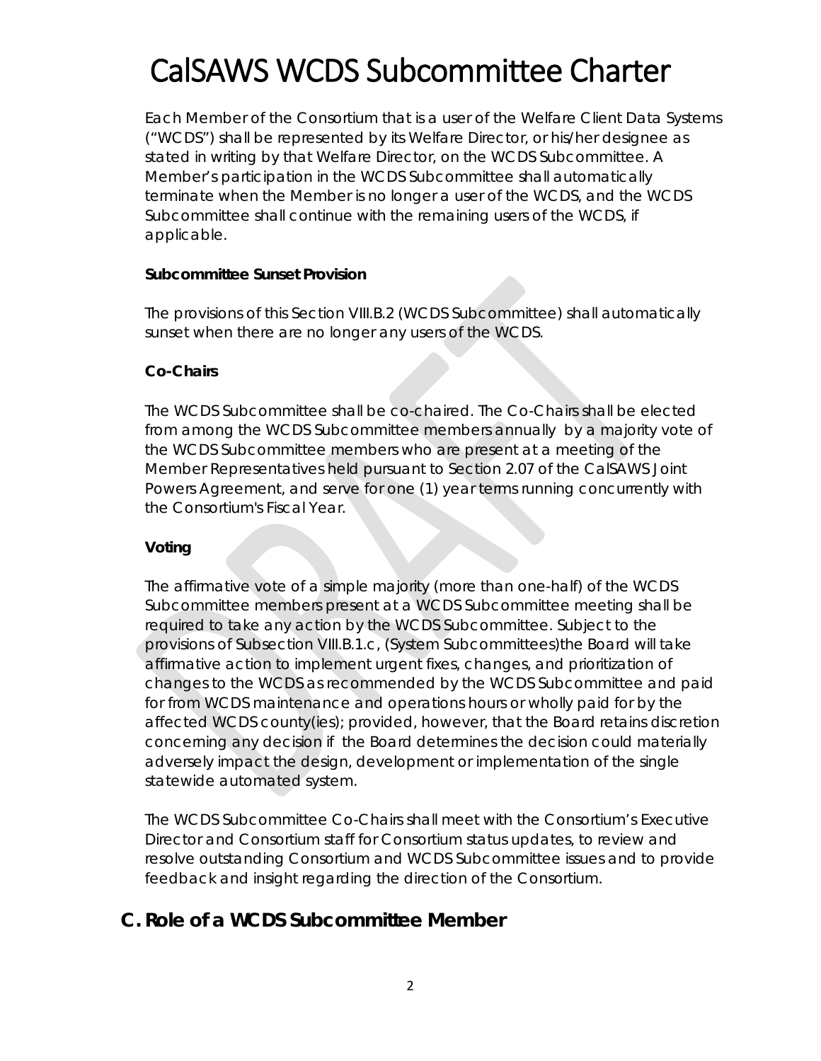# CalSAWS WCDS Subcommittee Charter

Each Member of the Consortium that is a user of the Welfare Client Data Systems ("WCDS") shall be represented by its Welfare Director, or his/her designee as stated in writing by that Welfare Director, on the WCDS Subcommittee. A Member's participation in the WCDS Subcommittee shall automatically terminate when the Member is no longer a user of the WCDS, and the WCDS Subcommittee shall continue with the remaining users of the WCDS, if applicable.

**Subcommittee Sunset Provision**

The provisions of this Section VIII.B.2 (WCDS Subcommittee) shall automatically sunset when there are no longer any users of the WCDS.

**Co-Chairs**

The WCDS Subcommittee shall be co-chaired. The Co-Chairs shall be elected from among the WCDS Subcommittee members annually by a majority vote of the WCDS Subcommittee members who are present at a meeting of the Member Representatives held pursuant to Section 2.07 of the CalSAWS Joint Powers Agreement, and serve for one (1) year terms running concurrently with the Consortium's Fiscal Year.

**Voting**

The affirmative vote of a simple majority (more than one-half) of the WCDS Subcommittee members present at a WCDS Subcommittee meeting shall be required to take any action by the WCDS Subcommittee. Subject to the provisions of Subsection VIII.B.1.c, (System Subcommittees)the Board will take affirmative action to implement urgent fixes, changes, and prioritization of changes to the WCDS as recommended by the WCDS Subcommittee and paid for from WCDS maintenance and operations hours or wholly paid for by the affected WCDS county(ies); provided, however, that the Board retains discretion concerning any decision if the Board determines the decision could materially adversely impact the design, development or implementation of the single statewide automated system.

The WCDS Subcommittee Co-Chairs shall meet with the Consortium's Executive Director and Consortium staff for Consortium status updates, to review and resolve outstanding Consortium and WCDS Subcommittee issues and to provide feedback and insight regarding the direction of the Consortium.

## C. Role of a WCDS Subcommittee Member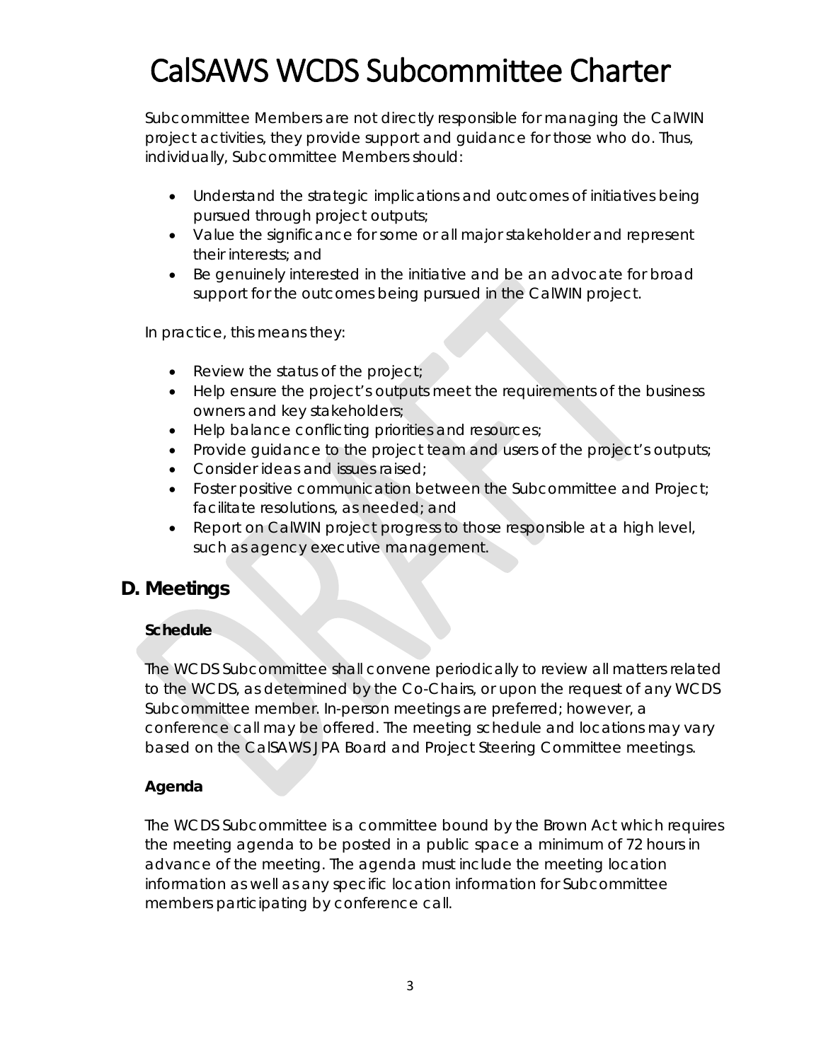Subcommittee Members are not directly responsible for managing the CalWIN project activities, they provide support and guidance for those who do. Thus, individually, Subcommittee Members should:

- Understand the strategic implications and outcomes of initiatives being pursued through project outputs;
- Value the significance for some or all major stakeholder and represent their interests; and
- Be genuinely interested in the initiative and be an advocate for broad support for the outcomes being pursued in the CalWIN project.

In practice, this means they:

- Review the status of the project;
- Help ensure the project's outputs meet the requirements of the business owners and key stakeholders;
- Help balance conflicting priorities and resources;
- Provide guidance to the project team and users of the project's outputs;
- Consider ideas and issues raised;
- Foster positive communication between the Subcommittee and Project; facilitate resolutions, as needed; and
- Report on CalWIN project progress to those responsible at a high level, such as agency executive management.

## D. Meetings

### Schedule

The WCDS Subcommittee shall convene periodically to review all matters related to the WCDS, as determined by the Co-Chairs, or upon the request of any WCDS Subcommittee member. In-person meetings are preferred; however, a conference call may be offered. The meeting schedule and locations may vary based on the CalSAWS JPA Board and Project Steering Committee meetings.

### Agenda

The WCDS Subcommittee is a committee bound by the Brown Act which requires the meeting agenda to be posted in a public space a minimum of 72 hours in advance of the meeting. The agenda must include the meeting location information as well as any specific location information for Subcommittee members participating by conference call.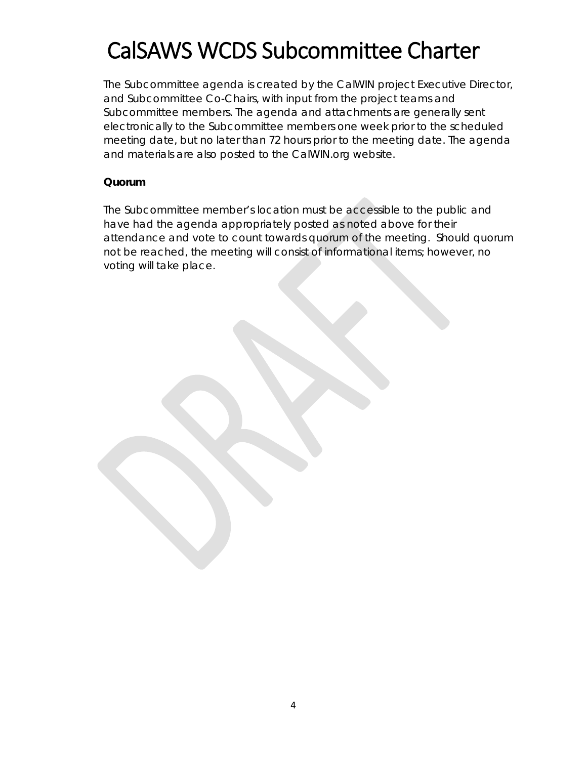# CalSAWS WCDS Subcommittee Charter

The Subcommittee agenda is created by the CalWIN project Executive Director, and Subcommittee Co-Chairs, with input from the project teams and Subcommittee members. The agenda and attachments are generally sent electronically to the Subcommittee members one week prior to the scheduled meeting date, but no later than 72 hours prior to the meeting date. The agenda and materials are also posted to the CalWIN.org website.

**Quorum**

The Subcommittee member's location must be accessible to the public and have had the agenda appropriately posted as noted above for their attendance and vote to count towards quorum of the meeting. Should quorum not be reached, the meeting will consist of informational items; however, no voting will take place.